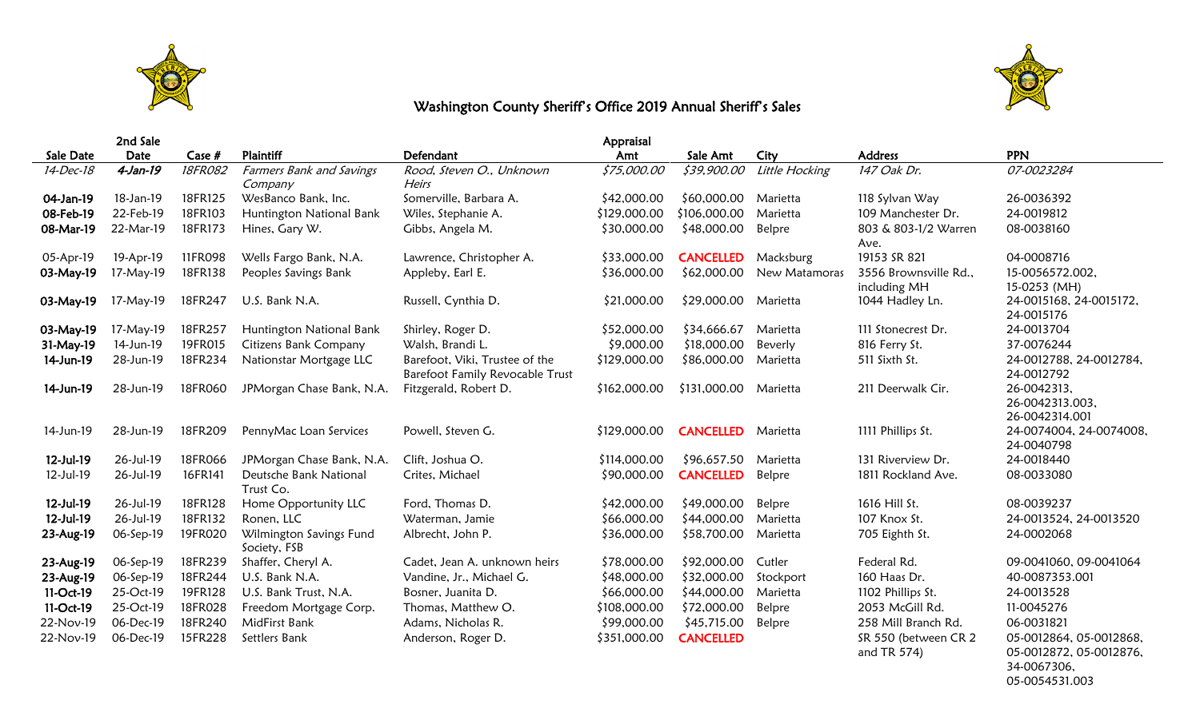# Washington County Sheriff's Office 2019 Annual Sheriff's Sales

| Sale Date | 2nd Sale Date | Case # | Plaintiff | Defendant | Appraisal Amt | Sale Amt | City | Address | PPN |
|---|---|---|---|---|---|---|---|---|---|
| *14-Dec-18* | ***4-Jan-19*** | *18FR082* | *Farmers Bank and Savings Company* | *Rood, Steven O., Unknown Heirs* | *$75,000.00* | *$39,900.00* | *Little Hocking* | *147 Oak Dr.* | *07-0023284* |
| **04-Jan-19** | 18-Jan-19 | 18FR125 | WesBanco Bank, Inc. | Somerville, Barbara A. | $42,000.00 | $60,000.00 | Marietta | 118 Sylvan Way | 26-0036392 |
| **08-Feb-19** | 22-Feb-19 | 18FR103 | Huntington National Bank | Wiles, Stephanie A. | $129,000.00 | $106,000.00 | Marietta | 109 Manchester Dr. | 24-0019812 |
| **08-Mar-19** | 22-Mar-19 | 18FR173 | Hines, Gary W. | Gibbs, Angela M. | $30,000.00 | $48,000.00 | Belpre | 803 & 803-1/2 Warren Ave. | 08-0038160 |
| 05-Apr-19 | 19-Apr-19 | 11FR098 | Wells Fargo Bank, N.A. | Lawrence, Christopher A. | $33,000.00 | **CANCELLED** | Macksburg | 19153 SR 821 | 04-0008716 |
| **03-May-19** | 17-May-19 | 18FR138 | Peoples Savings Bank | Appleby, Earl E. | $36,000.00 | $62,000.00 | New Matamoras | 3556 Brownsville Rd., including MH | 15-0056572.002, 15-0253 (MH) |
| **03-May-19** | 17-May-19 | 18FR247 | U.S. Bank N.A. | Russell, Cynthia D. | $21,000.00 | $29,000.00 | Marietta | 1044 Hadley Ln. | 24-0015168, 24-0015172, 24-0015176 |
| **03-May-19** | 17-May-19 | 18FR257 | Huntington National Bank | Shirley, Roger D. | $52,000.00 | $34,666.67 | Marietta | 111 Stonecrest Dr. | 24-0013704 |
| **31-May-19** | 14-Jun-19 | 19FR015 | Citizens Bank Company | Walsh, Brandi L. | $9,000.00 | $18,000.00 | Beverly | 816 Ferry St. | 37-0076244 |
| **14-Jun-19** | 28-Jun-19 | 18FR234 | Nationstar Mortgage LLC | Barefoot, Viki, Trustee of the Barefoot Family Revocable Trust | $129,000.00 | $86,000.00 | Marietta | 511 Sixth St. | 24-0012788, 24-0012784, 24-0012792 |
| **14-Jun-19** | 28-Jun-19 | 18FR060 | JPMorgan Chase Bank, N.A. | Fitzgerald, Robert D. | $162,000.00 | $131,000.00 | Marietta | 211 Deerwalk Cir. | 26-0042313, 26-0042313.003, 26-0042314.001 |
| 14-Jun-19 | 28-Jun-19 | 18FR209 | PennyMac Loan Services | Powell, Steven G. | $129,000.00 | **CANCELLED** | Marietta | 1111 Phillips St. | 24-0074004, 24-0074008, 24-0040798 |
| **12-Jul-19** | 26-Jul-19 | 18FR066 | JPMorgan Chase Bank, N.A. | Clift, Joshua O. | $114,000.00 | $96,657.50 | Marietta | 131 Riverview Dr. | 24-0018440 |
| 12-Jul-19 | 26-Jul-19 | 16FR141 | Deutsche Bank National Trust Co. | Crites, Michael | $90,000.00 | **CANCELLED** | Belpre | 1811 Rockland Ave. | 08-0033080 |
| **12-Jul-19** | 26-Jul-19 | 18FR128 | Home Opportunity LLC | Ford, Thomas D. | $42,000.00 | $49,000.00 | Belpre | 1616 Hill St. | 08-0039237 |
| **12-Jul-19** | 26-Jul-19 | 18FR132 | Ronen, LLC | Waterman, Jamie | $66,000.00 | $44,000.00 | Marietta | 107 Knox St. | 24-0013524, 24-0013520 |
| **23-Aug-19** | 06-Sep-19 | 19FR020 | Wilmington Savings Fund Society, FSB | Albrecht, John P. | $36,000.00 | $58,700.00 | Marietta | 705 Eighth St. | 24-0002068 |
| **23-Aug-19** | 06-Sep-19 | 18FR239 | Shaffer, Cheryl A. | Cadet, Jean A. unknown heirs | $78,000.00 | $92,000.00 | Cutler | Federal Rd. | 09-0041060, 09-0041064 |
| **23-Aug-19** | 06-Sep-19 | 18FR244 | U.S. Bank N.A. | Vandine, Jr., Michael G. | $48,000.00 | $32,000.00 | Stockport | 160 Haas Dr. | 40-0087353.001 |
| **11-Oct-19** | 25-Oct-19 | 19FR128 | U.S. Bank Trust, N.A. | Bosner, Juanita D. | $66,000.00 | $44,000.00 | Marietta | 1102 Phillips St. | 24-0013528 |
| **11-Oct-19** | 25-Oct-19 | 18FR028 | Freedom Mortgage Corp. | Thomas, Matthew O. | $108,000.00 | $72,000.00 | Belpre | 2053 McGill Rd. | 11-0045276 |
| 22-Nov-19 | 06-Dec-19 | 18FR240 | MidFirst Bank | Adams, Nicholas R. | $99,000.00 | $45,715.00 | Belpre | 258 Mill Branch Rd. | 06-0031821 |
| 22-Nov-19 | 06-Dec-19 | 15FR228 | Settlers Bank | Anderson, Roger D. | $351,000.00 | **CANCELLED** | | SR 550 (between CR 2 and TR 574) | 05-0012864, 05-0012868, 05-0012872, 05-0012876, 34-0067306, 05-0054531.003 |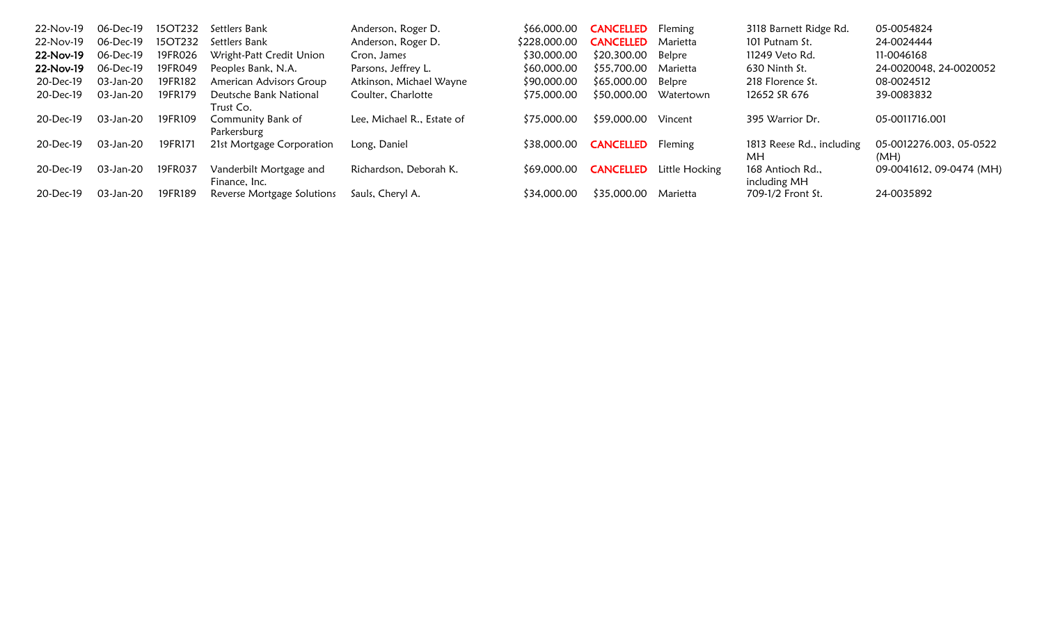| | | | | | | | | | |
|---|---|---|---|---|---|---|---|---|---|
| 22-Nov-19 | 06-Dec-19 | 15OT232 | Settlers Bank | Anderson, Roger D. | $66,000.00 | CANCELLED | Fleming | 3118 Barnett Ridge Rd. | 05-0054824 |
| 22-Nov-19 | 06-Dec-19 | 15OT232 | Settlers Bank | Anderson, Roger D. | $228,000.00 | CANCELLED | Marietta | 101 Putnam St. | 24-0024444 |
| **22-Nov-19** | 06-Dec-19 | 19FR026 | Wright-Patt Credit Union | Cron, James | $30,000.00 | $20,300.00 | Belpre | 11249 Veto Rd. | 11-0046168 |
| **22-Nov-19** | 06-Dec-19 | 19FR049 | Peoples Bank, N.A. | Parsons, Jeffrey L. | $60,000.00 | $55,700.00 | Marietta | 630 Ninth St. | 24-0020048, 24-0020052 |
| 20-Dec-19 | 03-Jan-20 | 19FR182 | American Advisors Group | Atkinson, Michael Wayne | $90,000.00 | $65,000.00 | Belpre | 218 Florence St. | 08-0024512 |
| 20-Dec-19 | 03-Jan-20 | 19FR179 | Deutsche Bank National Trust Co. | Coulter, Charlotte | $75,000.00 | $50,000.00 | Watertown | 12652 SR 676 | 39-0083832 |
| 20-Dec-19 | 03-Jan-20 | 19FR109 | Community Bank of Parkersburg | Lee, Michael R., Estate of | $75,000.00 | $59,000.00 | Vincent | 395 Warrior Dr. | 05-0011716.001 |
| 20-Dec-19 | 03-Jan-20 | 19FR171 | 21st Mortgage Corporation | Long, Daniel | $38,000.00 | CANCELLED | Fleming | 1813 Reese Rd., including MH | 05-0012276.003, 05-0522 (MH) |
| 20-Dec-19 | 03-Jan-20 | 19FR037 | Vanderbilt Mortgage and Finance, Inc. | Richardson, Deborah K. | $69,000.00 | CANCELLED | Little Hocking | 168 Antioch Rd., including MH | 09-0041612, 09-0474 (MH) |
| 20-Dec-19 | 03-Jan-20 | 19FR189 | Reverse Mortgage Solutions | Sauls, Cheryl A. | $34,000.00 | $35,000.00 | Marietta | 709-1/2 Front St. | 24-0035892 |